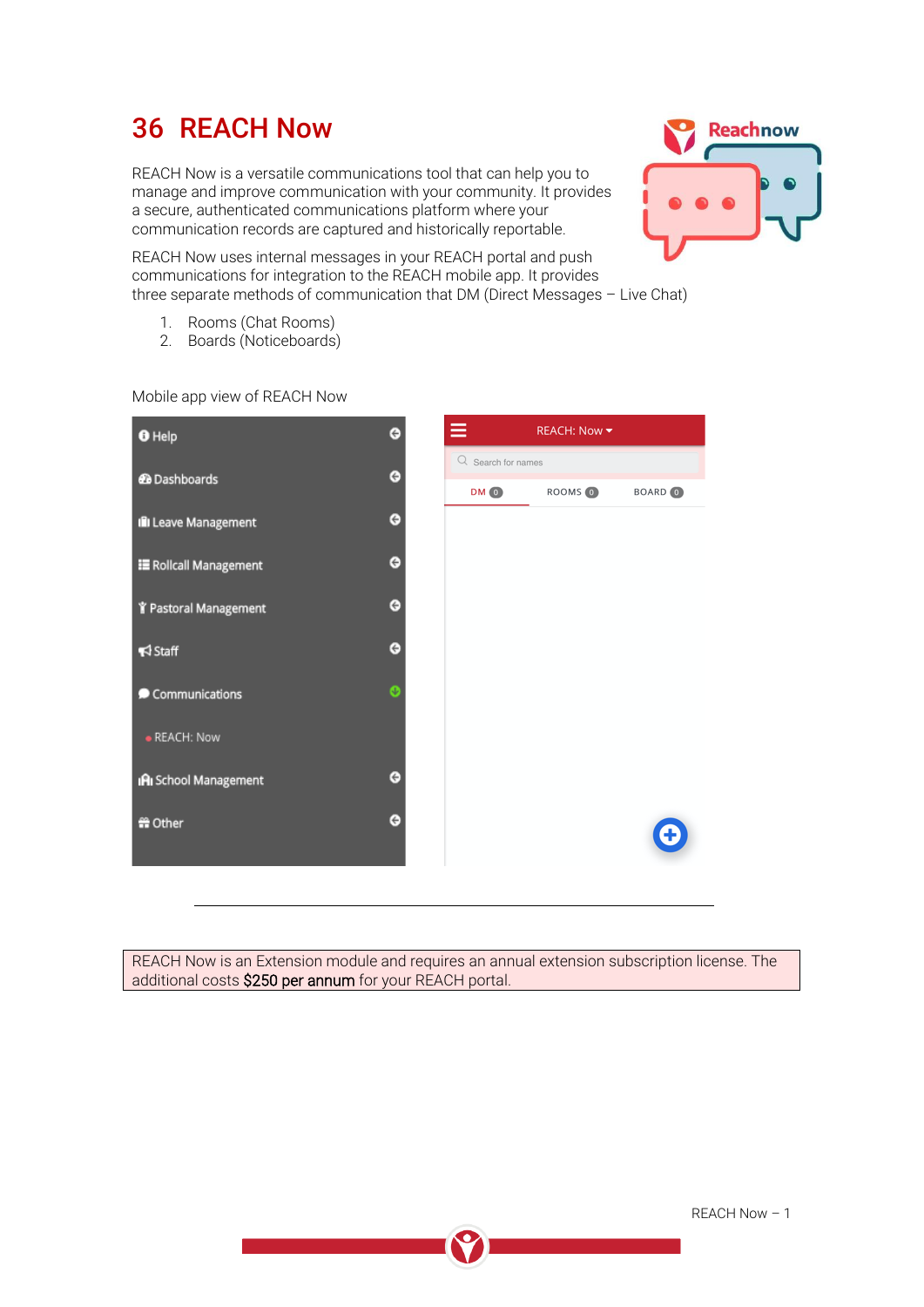# 36 REACH Now

REACH Now is a versatile communications tool that can help you to manage and improve communication with your community. It provides a secure, authenticated communications platform where your communication records are captured and historically reportable.

REACH Now uses internal messages in your REACH portal and push communications for integration to the REACH mobile app. It provides three separate methods of communication that DM (Direct Messages – Live Chat)

1. Rooms (Chat Rooms)
2. Boards (Noticeboards)

Mobile app view of REACH Now

REACH Now is an Extension module and requires an annual extension subscription license. The additional costs $250 per annum for your REACH portal.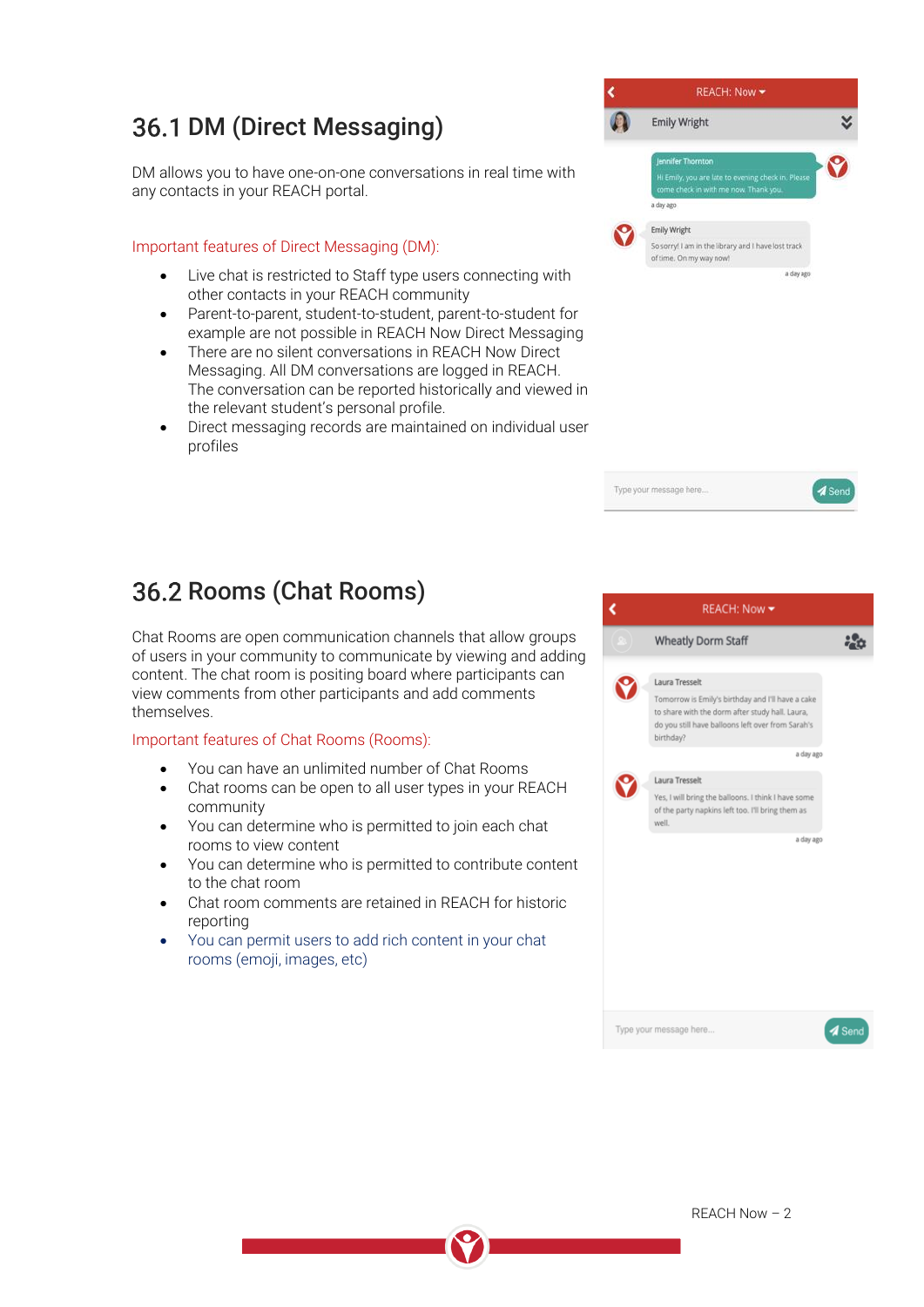## 36.1 DM (Direct Messaging)

DM allows you to have one-on-one conversations in real time with any contacts in your REACH portal.

Important features of Direct Messaging (DM):

- Live chat is restricted to Staff type users connecting with other contacts in your REACH community
- Parent-to-parent, student-to-student, parent-to-student for example are not possible in REACH Now Direct Messaging
- There are no silent conversations in REACH Now Direct Messaging. All DM conversations are logged in REACH. The conversation can be reported historically and viewed in the relevant student's personal profile.
- Direct messaging records are maintained on individual user profiles

## 36.2 Rooms (Chat Rooms)

Chat Rooms are open communication channels that allow groups of users in your community to communicate by viewing and adding content. The chat room is positing board where participants can view comments from other participants and add comments themselves.

Important features of Chat Rooms (Rooms):

- You can have an unlimited number of Chat Rooms
- Chat rooms can be open to all user types in your REACH community
- You can determine who is permitted to join each chat rooms to view content
- You can determine who is permitted to contribute content to the chat room
- Chat room comments are retained in REACH for historic reporting
- You can permit users to add rich content in your chat rooms (emoji, images, etc)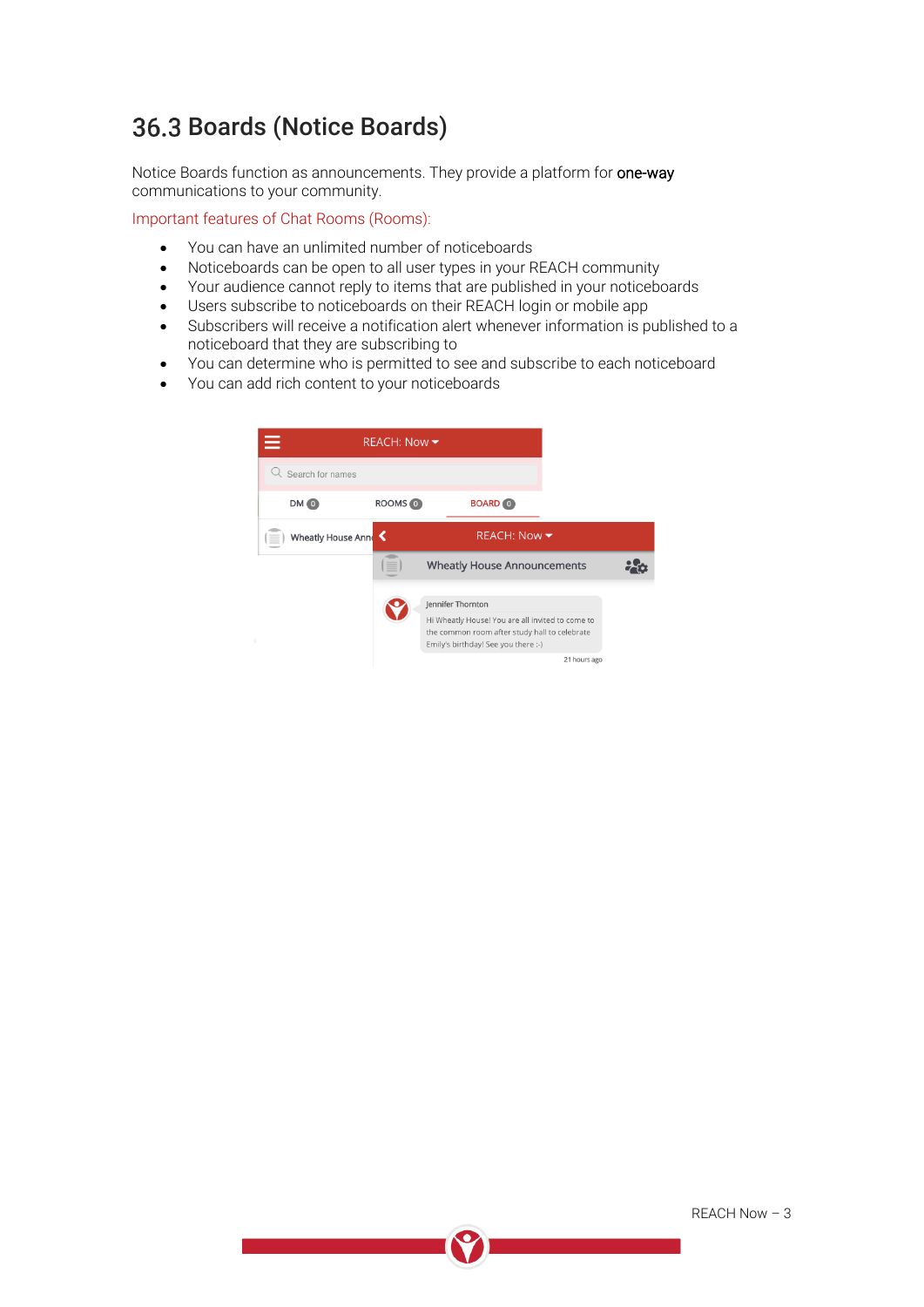## 36.3 Boards (Notice Boards)

Notice Boards function as announcements. They provide a platform for **one-way** communications to your community.

Important features of Chat Rooms (Rooms):

- You can have an unlimited number of noticeboards
- Noticeboards can be open to all user types in your REACH community
- Your audience cannot reply to items that are published in your noticeboards
- Users subscribe to noticeboards on their REACH login or mobile app
- Subscribers will receive a notification alert whenever information is published to a noticeboard that they are subscribing to
- You can determine who is permitted to see and subscribe to each noticeboard
- You can add rich content to your noticeboards